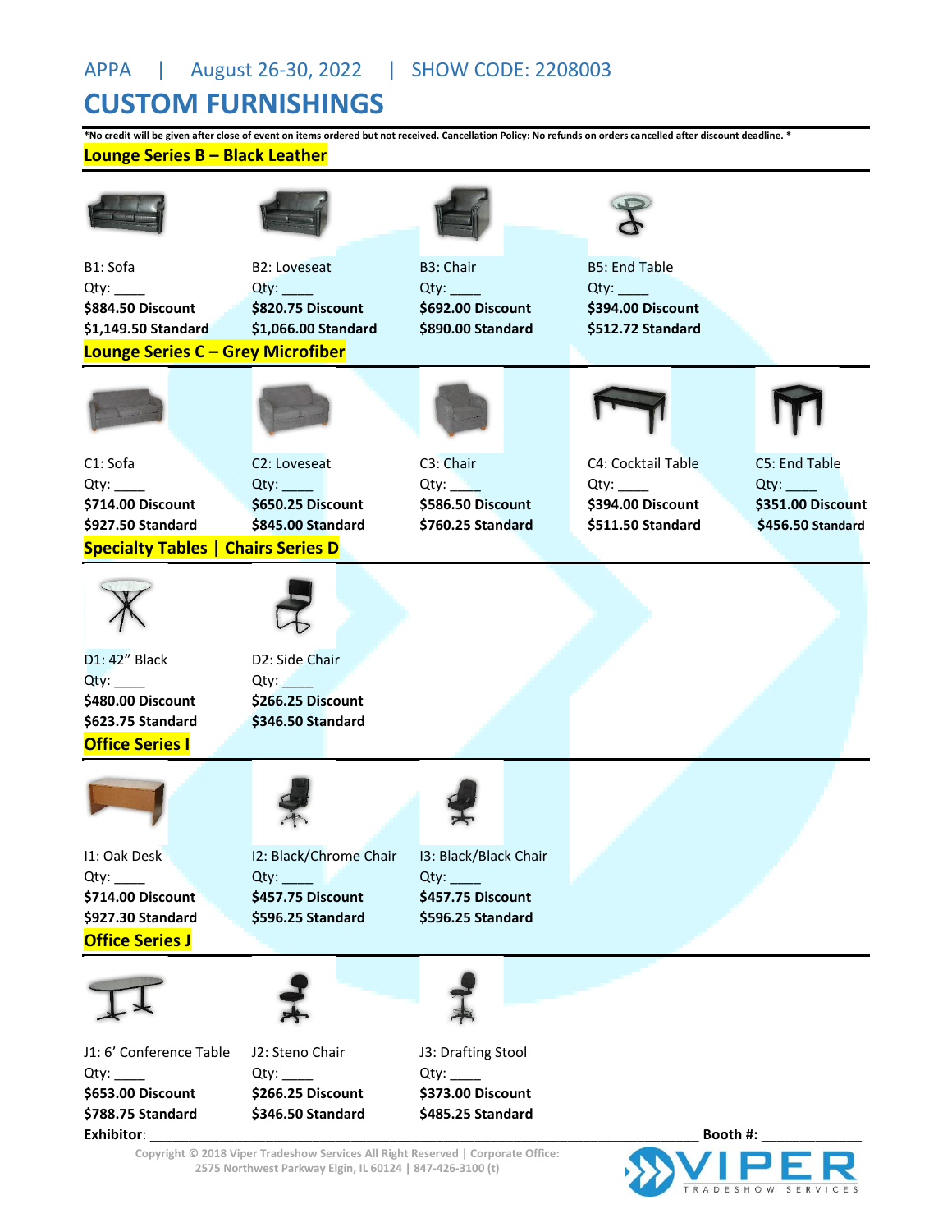APPA | August 26-30, 2022 | SHOW CODE: 2208003

# CUSTOM FURNISHINGS

**\*No credit will be given after close of event on items ordered but not received. Cancellation Policy: No refunds on orders cancelled after discount deadline. \***

## Lounge Series B – Black Leather

| B1: Sofa | B2: Loveseat | B3: Chair | B5: End Table |
|---|---|---|---|
| Qty: ____ | Qty: ____ | Qty: ____ | Qty: ____ |
| **$884.50 Discount** | **$820.75 Discount** | **$692.00 Discount** | **$394.00 Discount** |
| **$1,149.50 Standard** | **$1,066.00 Standard** | **$890.00 Standard** | **$512.72 Standard** |

## Lounge Series C – Grey Microfiber

| C1: Sofa | C2: Loveseat | C3: Chair | C4: Cocktail Table | C5: End Table |
|---|---|---|---|---|
| Qty: ____ | Qty: ____ | Qty: ____ | Qty: ____ | Qty: ____ |
| **$714.00 Discount** | **$650.25 Discount** | **$586.50 Discount** | **$394.00 Discount** | **$351.00 Discount** |
| **$927.50 Standard** | **$845.00 Standard** | **$760.25 Standard** | **$511.50 Standard** | **$456.50 Standard** |

## Specialty Tables | Chairs Series D

| D1: 42" Black | D2: Side Chair |
|---|---|
| Qty: ____ | Qty: ____ |
| **$480.00 Discount** | **$266.25 Discount** |
| **$623.75 Standard** | **$346.50 Standard** |

## Office Series I

| I1: Oak Desk | I2: Black/Chrome Chair | I3: Black/Black Chair |
|---|---|---|
| Qty: ____ | Qty: ____ | Qty: ____ |
| **$714.00 Discount** | **$457.75 Discount** | **$457.75 Discount** |
| **$927.30 Standard** | **$596.25 Standard** | **$596.25 Standard** |

## Office Series J

| J1: 6' Conference Table | J2: Steno Chair | J3: Drafting Stool |
|---|---|---|
| Qty: ____ | Qty: ____ | Qty: ____ |
| **$653.00 Discount** | **$266.25 Discount** | **$373.00 Discount** |
| **$788.75 Standard** | **$346.50 Standard** | **$485.25 Standard** |

**Exhibitor**: ______________________________ **Booth #:** ______________

Copyright © 2018 Viper Tradeshow Services All Right Reserved | Corporate Office: 2575 Northwest Parkway Elgin, IL 60124 | 847-426-3100 (t)

VIPER TRADESHOW SERVICES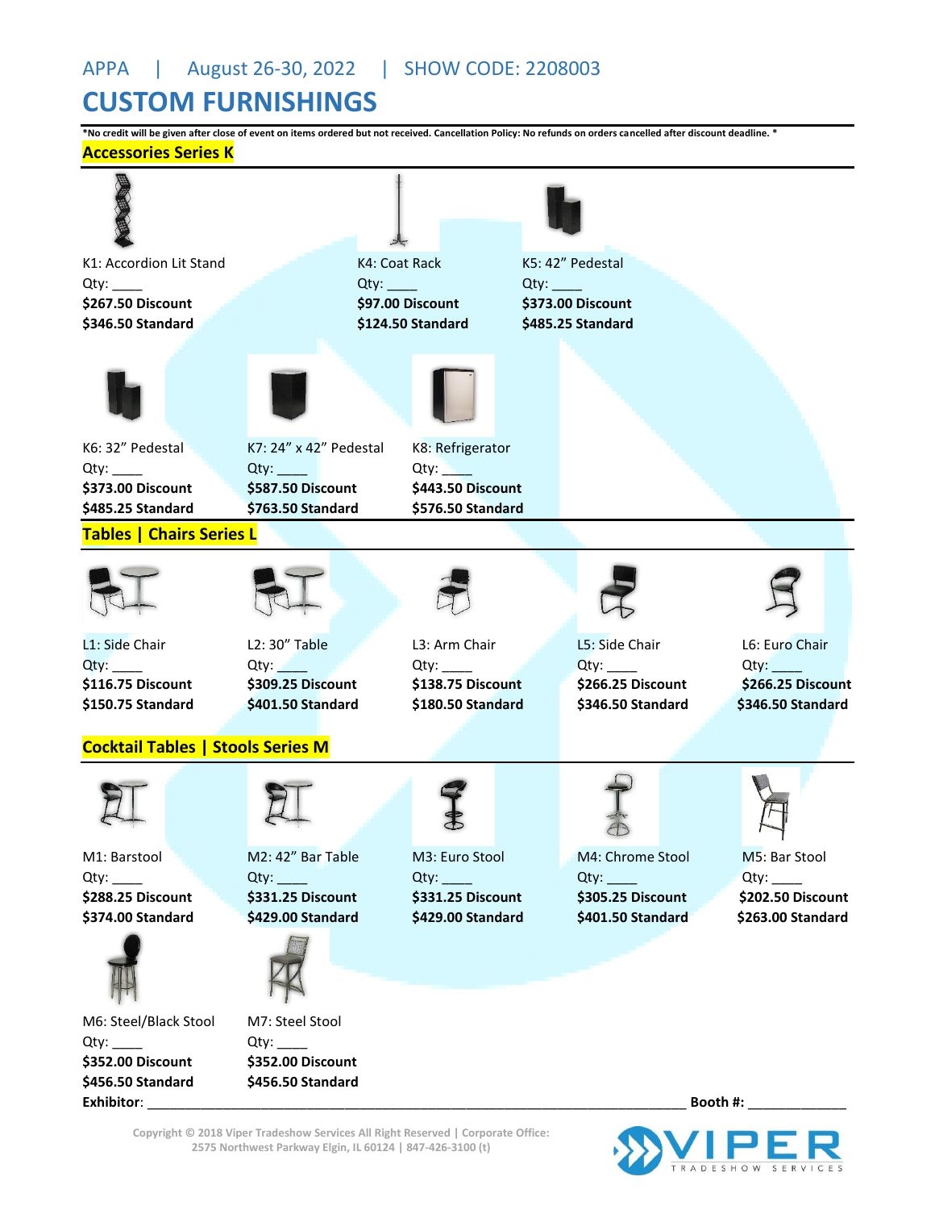APPA | August 26-30, 2022 | SHOW CODE: 2208003

# CUSTOM FURNISHINGS

***No credit will be given after close of event on items ordered but not received. Cancellation Policy: No refunds on orders cancelled after discount deadline. ***

## Accessories Series K

K1: Accordion Lit Stand
Qty: ____
**$267.50 Discount**
**$346.50 Standard**

K4: Coat Rack
Qty: ____
**$97.00 Discount**
**$124.50 Standard**

K5: 42” Pedestal
Qty: ____
**$373.00 Discount**
**$485.25 Standard**

K6: 32” Pedestal
Qty: ____
**$373.00 Discount**
**$485.25 Standard**

K7: 24” x 42” Pedestal
Qty: ____
**$587.50 Discount**
**$763.50 Standard**

K8: Refrigerator
Qty: ____
**$443.50 Discount**
**$576.50 Standard**

## Tables | Chairs Series L

L1: Side Chair
Qty: ____
**$116.75 Discount**
**$150.75 Standard**

L2: 30” Table
Qty: ____
**$309.25 Discount**
**$401.50 Standard**

L3: Arm Chair
Qty: ____
**$138.75 Discount**
**$180.50 Standard**

L5: Side Chair
Qty: ____
**$266.25 Discount**
**$346.50 Standard**

L6: Euro Chair
Qty: ____
**$266.25 Discount**
**$346.50 Standard**

## Cocktail Tables | Stools Series M

M1: Barstool
Qty: ____
**$288.25 Discount**
**$374.00 Standard**

M2: 42” Bar Table
Qty: ____
**$331.25 Discount**
**$429.00 Standard**

M3: Euro Stool
Qty: ____
**$331.25 Discount**
**$429.00 Standard**

M4: Chrome Stool
Qty: ____
**$305.25 Discount**
**$401.50 Standard**

M5: Bar Stool
Qty: ____
**$202.50 Discount**
**$263.00 Standard**

M6: Steel/Black Stool
Qty: ____
**$352.00 Discount**
**$456.50 Standard**

M7: Steel Stool
Qty: ____
**$352.00 Discount**
**$456.50 Standard**

**Exhibitor**: ______________________________________________ **Booth #**: ____________

Copyright © 2018 Viper Tradeshow Services All Right Reserved | Corporate Office: 2575 Northwest Parkway Elgin, IL 60124 | 847-426-3100 (t)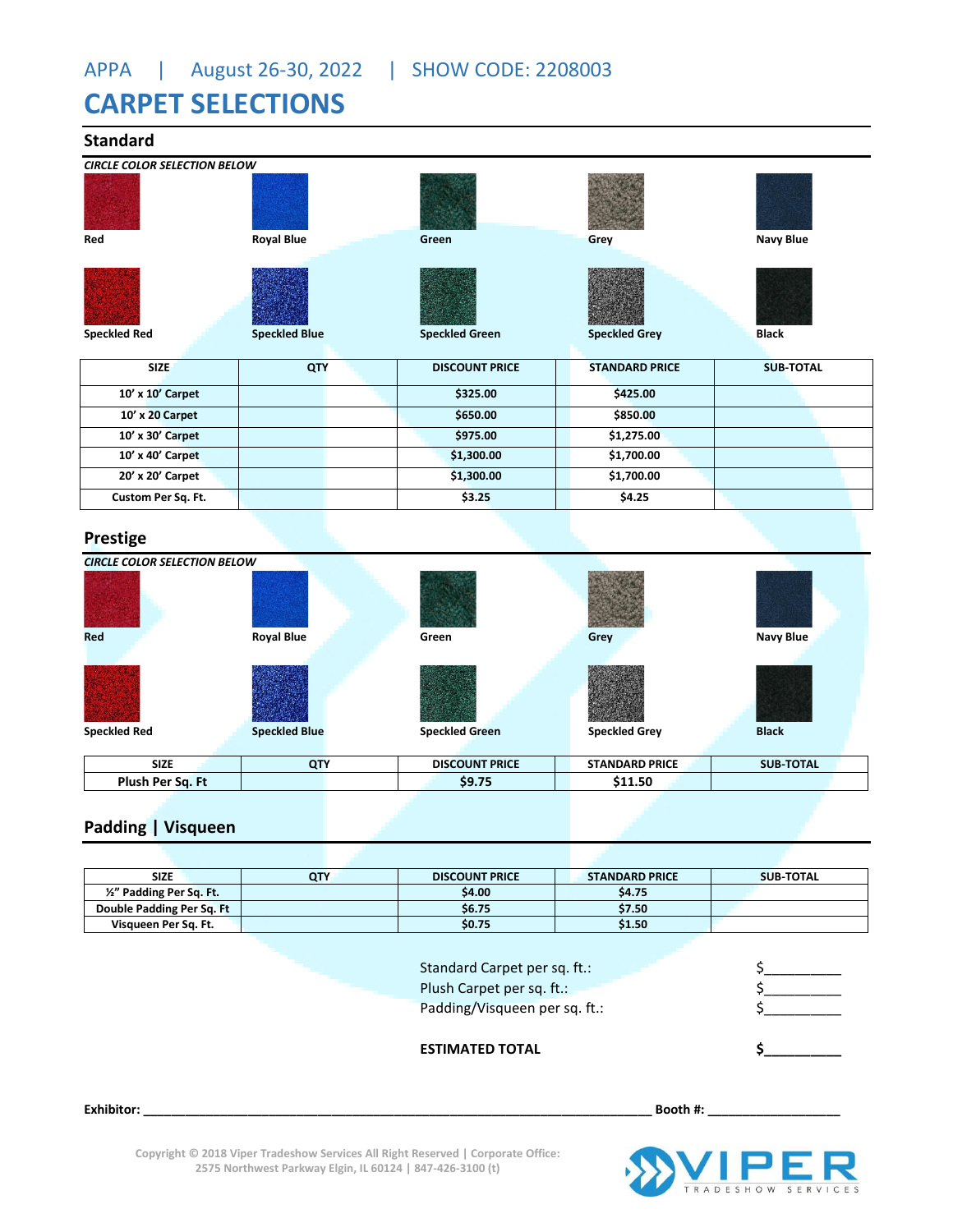APPA | August 26-30, 2022 | SHOW CODE: 2208003

# CARPET SELECTIONS

## Standard

***CIRCLE COLOR SELECTION BELOW***

Red | Royal Blue | Green | Grey | Navy Blue

Speckled Red | Speckled Blue | Speckled Green | Speckled Grey | Black

| SIZE | QTY | DISCOUNT PRICE | STANDARD PRICE | SUB-TOTAL |
|---|---|---|---|---|
| 10' x 10' Carpet | | $325.00 | $425.00 | |
| 10' x 20 Carpet | | $650.00 | $850.00 | |
| 10' x 30' Carpet | | $975.00 | $1,275.00 | |
| 10' x 40' Carpet | | $1,300.00 | $1,700.00 | |
| 20' x 20' Carpet | | $1,300.00 | $1,700.00 | |
| Custom Per Sq. Ft. | | $3.25 | $4.25 | |

## Prestige

***CIRCLE COLOR SELECTION BELOW***

Red | Royal Blue | Green | Grey | Navy Blue

Speckled Red | Speckled Blue | Speckled Green | Speckled Grey | Black

| SIZE | QTY | DISCOUNT PRICE | STANDARD PRICE | SUB-TOTAL |
|---|---|---|---|---|
| Plush Per Sq. Ft | | $9.75 | $11.50 | |

## Padding | Visqueen

| SIZE | QTY | DISCOUNT PRICE | STANDARD PRICE | SUB-TOTAL |
|---|---|---|---|---|
| ½" Padding Per Sq. Ft. | | $4.00 | $4.75 | |
| Double Padding Per Sq. Ft | | $6.75 | $7.50 | |
| Visqueen Per Sq. Ft. | | $0.75 | $1.50 | |

Standard Carpet per sq. ft.: $__________

Plush Carpet per sq. ft.: $__________

Padding/Visqueen per sq. ft.: $__________

**ESTIMATED TOTAL** **$__________**

**Exhibitor:** ______________________________________________ **Booth #:** __________________

Copyright © 2018 Viper Tradeshow Services All Right Reserved | Corporate Office: 2575 Northwest Parkway Elgin, IL 60124 | 847-426-3100 (t)

VIPER TRADESHOW SERVICES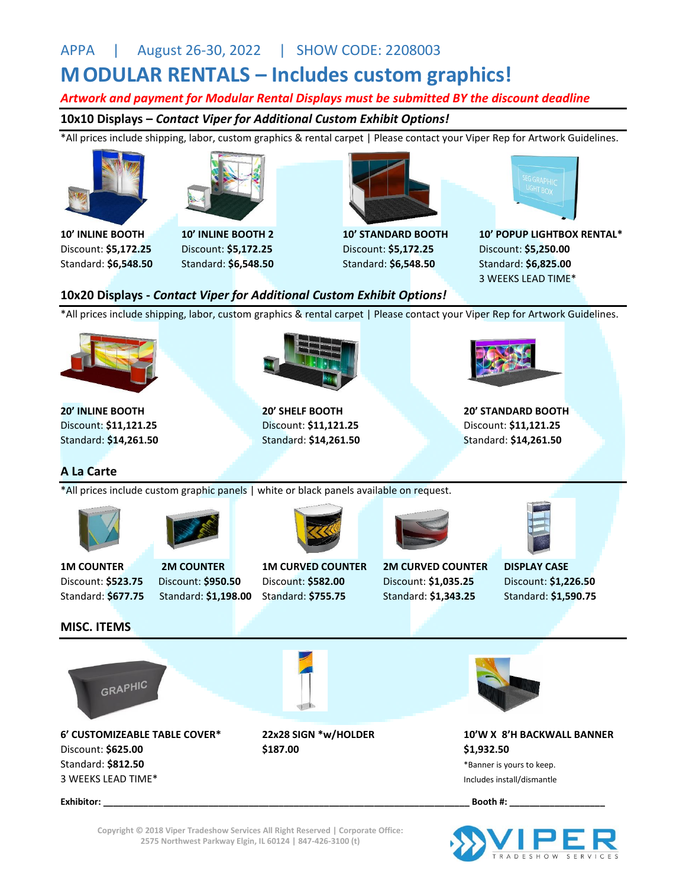APPA | August 26-30, 2022 | SHOW CODE: 2208003

# MODULAR RENTALS – Includes custom graphics!

*Artwork and payment for Modular Rental Displays must be submitted BY the discount deadline*

## 10x10 Displays – *Contact Viper for Additional Custom Exhibit Options!*

*All prices include shipping, labor, custom graphics & rental carpet | Please contact your Viper Rep for Artwork Guidelines.

**10' INLINE BOOTH**
Discount: **$5,172.25**
Standard: **$6,548.50**

**10' INLINE BOOTH 2**
Discount: **$5,172.25**
Standard: **$6,548.50**

**10' STANDARD BOOTH**
Discount: **$5,172.25**
Standard: **$6,548.50**

**10' POPUP LIGHTBOX RENTAL***
Discount: **$5,250.00**
Standard: **$6,825.00**
3 WEEKS LEAD TIME*

## 10x20 Displays - *Contact Viper for Additional Custom Exhibit Options!*

*All prices include shipping, labor, custom graphics & rental carpet | Please contact your Viper Rep for Artwork Guidelines.

**20' INLINE BOOTH**
Discount: **$11,121.25**
Standard: **$14,261.50**

**20' SHELF BOOTH**
Discount: **$11,121.25**
Standard: **$14,261.50**

**20' STANDARD BOOTH**
Discount: **$11,121.25**
Standard: **$14,261.50**

## A La Carte

*All prices include custom graphic panels | white or black panels available on request.

**1M COUNTER**
Discount: **$523.75**
Standard: **$677.75**

**2M COUNTER**
Discount: **$950.50**
Standard: **$1,198.00**

**1M CURVED COUNTER**
Discount: **$582.00**
Standard: **$755.75**

**2M CURVED COUNTER**
Discount: **$1,035.25**
Standard: **$1,343.25**

**DISPLAY CASE**
Discount: **$1,226.50**
Standard: **$1,590.75**

## MISC. ITEMS

**6' CUSTOMIZEABLE TABLE COVER***
Discount: **$625.00**
Standard: **$812.50**
3 WEEKS LEAD TIME*

**22x28 SIGN *w/HOLDER**
**$187.00**

**10'W X 8'H BACKWALL BANNER**
**$1,932.50**
*Banner is yours to keep.
Includes install/dismantle

**Exhibitor:** ______________________________ **Booth #:** ____________

Copyright © 2018 Viper Tradeshow Services All Right Reserved | Corporate Office: 2575 Northwest Parkway Elgin, IL 60124 | 847-426-3100 (t)

VIPER TRADESHOW SERVICES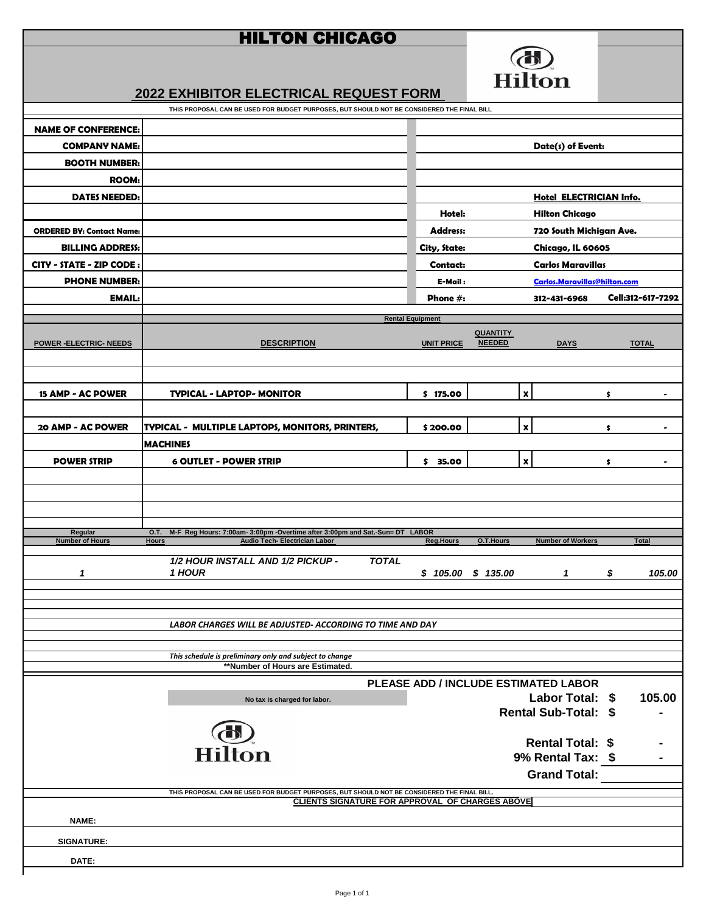# HILTON CHICAGO

## 2022 EXHIBITOR ELECTRICAL REQUEST FORM

THIS PROPOSAL CAN BE USED FOR BUDGET PURPOSES, BUT SHOULD NOT BE CONSIDERED THE FINAL BILL

| | | | |
|---|---|---|---|
| **NAME OF CONFERENCE:** | | | |
| **COMPANY NAME:** | | **Date(s) of Event:** | |
| **BOOTH NUMBER:** | | | |
| **ROOM:** | | | |
| **DATES NEEDED:** | | **Hotel ELECTRICIAN Info.** | |
| | | **Hotel:** | **Hilton Chicago** |
| **ORDERED BY: Contact Name:** | | **Address:** | **720 South Michigan Ave.** |
| **BILLING ADDRESS:** | | **City, State:** | **Chicago, IL 60605** |
| **CITY - STATE - ZIP CODE :** | | **Contact:** | **Carlos Maravillas** |
| **PHONE NUMBER:** | | **E-Mail :** | **Carlos.Maravillas@hilton.com** |
| **EMAIL:** | | **Phone #:** | **312-431-6968 Cell:312-617-7292** |

**Rental Equipment**

| POWER -ELECTRIC- NEEDS | DESCRIPTION | UNIT PRICE | QUANTITY NEEDED | | DAYS | TOTAL |
|---|---|---|---|---|---|---|
| **15 AMP - AC POWER** | **TYPICAL - LAPTOP- MONITOR** | **$ 175.00** | | x | | $ - |
| **20 AMP - AC POWER** | **TYPICAL - MULTIPLE LAPTOPS, MONITORS, PRINTERS, MACHINES** | **$ 200.00** | | x | | $ - |
| **POWER STRIP** | **6 OUTLET - POWER STRIP** | **$ 35.00** | | x | | $ - |

O.T. M-F Reg Hours: 7:00am- 3:00pm -Overtime after 3:00pm and Sat.-Sun= DT LABOR

| Regular Number of Hours | O.T. Hours | Audio Tech- Electrician Labor | Reg.Hours | O.T.Hours | Number of Workers | Total |
|---|---|---|---|---|---|---|
| *1* | | *1/2 HOUR INSTALL AND 1/2 PICKUP - TOTAL 1 HOUR* | *$ 105.00* | *$ 135.00* | *1* | *$ 105.00* |

*LABOR CHARGES WILL BE ADJUSTED- ACCORDING TO TIME AND DAY*

*This schedule is preliminary only and subject to change*

**Number of Hours are Estimated.

**PLEASE ADD / INCLUDE ESTIMATED LABOR**

No tax is charged for labor.

| | |
|---|---|
| **Labor Total:** | **$ 105.00** |
| **Rental Sub-Total:** | **$ -** |
| **Rental Total:** | **$ -** |
| **9% Rental Tax:** | **$ -** |
| **Grand Total:** | |

THIS PROPOSAL CAN BE USED FOR BUDGET PURPOSES, BUT SHOULD NOT BE CONSIDERED THE FINAL BILL.

**CLIENTS SIGNATURE FOR APPROVAL OF CHARGES ABOVE**

**NAME:**

**SIGNATURE:**

**DATE:**